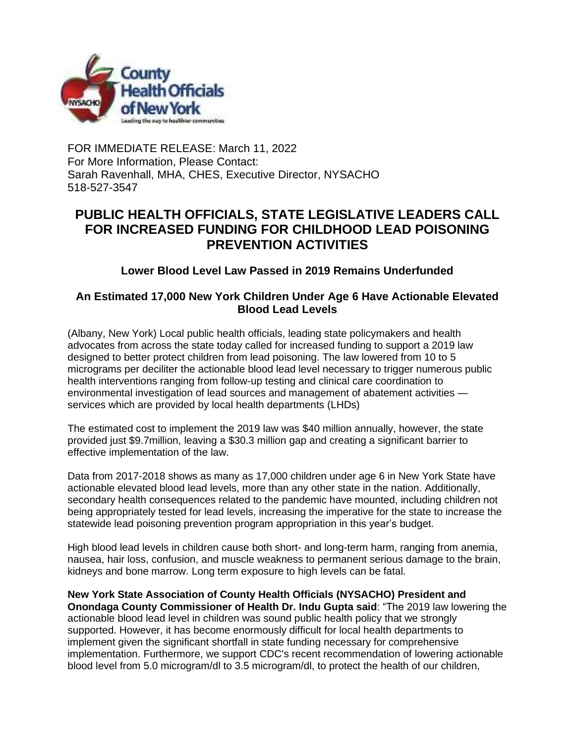FOR IMMEDIATE RELEASE: March 11, 2022
For More Information, Please Contact:
Sarah Ravenhall, MHA, CHES, Executive Director, NYSACHO
518-527-3547

# PUBLIC HEALTH OFFICIALS, STATE LEGISLATIVE LEADERS CALL FOR INCREASED FUNDING FOR CHILDHOOD LEAD POISONING PREVENTION ACTIVITIES

### Lower Blood Level Law Passed in 2019 Remains Underfunded

### An Estimated 17,000 New York Children Under Age 6 Have Actionable Elevated Blood Lead Levels

(Albany, New York) Local public health officials, leading state policymakers and health advocates from across the state today called for increased funding to support a 2019 law designed to better protect children from lead poisoning. The law lowered from 10 to 5 micrograms per deciliter the actionable blood lead level necessary to trigger numerous public health interventions ranging from follow-up testing and clinical care coordination to environmental investigation of lead sources and management of abatement activities — services which are provided by local health departments (LHDs)

The estimated cost to implement the 2019 law was $40 million annually, however, the state provided just $9.7million, leaving a $30.3 million gap and creating a significant barrier to effective implementation of the law.

Data from 2017-2018 shows as many as 17,000 children under age 6 in New York State have actionable elevated blood lead levels, more than any other state in the nation. Additionally, secondary health consequences related to the pandemic have mounted, including children not being appropriately tested for lead levels, increasing the imperative for the state to increase the statewide lead poisoning prevention program appropriation in this year's budget.

High blood lead levels in children cause both short- and long-term harm, ranging from anemia, nausea, hair loss, confusion, and muscle weakness to permanent serious damage to the brain, kidneys and bone marrow. Long term exposure to high levels can be fatal.

**New York State Association of County Health Officials (NYSACHO) President and Onondaga County Commissioner of Health Dr. Indu Gupta said**: "The 2019 law lowering the actionable blood lead level in children was sound public health policy that we strongly supported. However, it has become enormously difficult for local health departments to implement given the significant shortfall in state funding necessary for comprehensive implementation. Furthermore, we support CDC's recent recommendation of lowering actionable blood level from 5.0 microgram/dl to 3.5 microgram/dl, to protect the health of our children,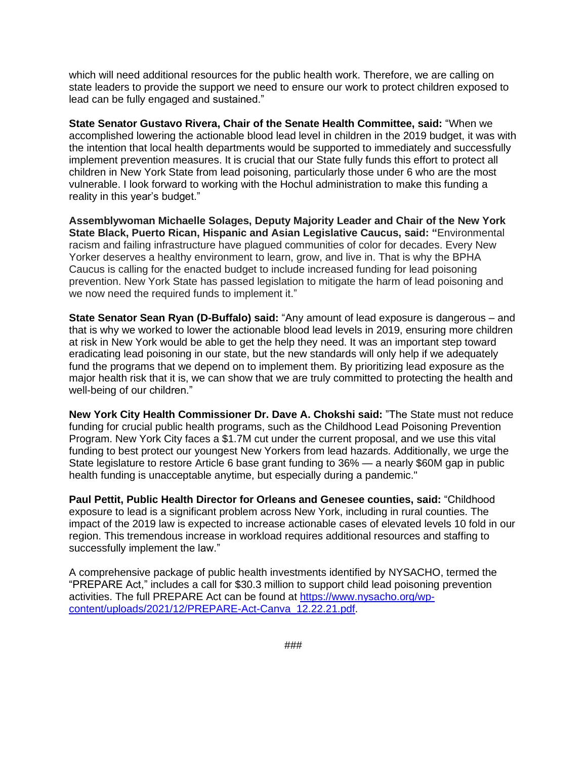which will need additional resources for the public health work. Therefore, we are calling on state leaders to provide the support we need to ensure our work to protect children exposed to lead can be fully engaged and sustained."

**State Senator Gustavo Rivera, Chair of the Senate Health Committee, said:** "When we accomplished lowering the actionable blood lead level in children in the 2019 budget, it was with the intention that local health departments would be supported to immediately and successfully implement prevention measures. It is crucial that our State fully funds this effort to protect all children in New York State from lead poisoning, particularly those under 6 who are the most vulnerable. I look forward to working with the Hochul administration to make this funding a reality in this year's budget."

**Assemblywoman Michaelle Solages, Deputy Majority Leader and Chair of the New York State Black, Puerto Rican, Hispanic and Asian Legislative Caucus, said: "**Environmental racism and failing infrastructure have plagued communities of color for decades. Every New Yorker deserves a healthy environment to learn, grow, and live in. That is why the BPHA Caucus is calling for the enacted budget to include increased funding for lead poisoning prevention. New York State has passed legislation to mitigate the harm of lead poisoning and we now need the required funds to implement it."

**State Senator Sean Ryan (D-Buffalo) said:** "Any amount of lead exposure is dangerous – and that is why we worked to lower the actionable blood lead levels in 2019, ensuring more children at risk in New York would be able to get the help they need. It was an important step toward eradicating lead poisoning in our state, but the new standards will only help if we adequately fund the programs that we depend on to implement them. By prioritizing lead exposure as the major health risk that it is, we can show that we are truly committed to protecting the health and well-being of our children."

**New York City Health Commissioner Dr. Dave A. Chokshi said:** "The State must not reduce funding for crucial public health programs, such as the Childhood Lead Poisoning Prevention Program. New York City faces a $1.7M cut under the current proposal, and we use this vital funding to best protect our youngest New Yorkers from lead hazards. Additionally, we urge the State legislature to restore Article 6 base grant funding to 36% — a nearly $60M gap in public health funding is unacceptable anytime, but especially during a pandemic."

**Paul Pettit, Public Health Director for Orleans and Genesee counties, said:** "Childhood exposure to lead is a significant problem across New York, including in rural counties. The impact of the 2019 law is expected to increase actionable cases of elevated levels 10 fold in our region. This tremendous increase in workload requires additional resources and staffing to successfully implement the law."

A comprehensive package of public health investments identified by NYSACHO, termed the "PREPARE Act," includes a call for $30.3 million to support child lead poisoning prevention activities. The full PREPARE Act can be found at [https://www.nysacho.org/wp-content/uploads/2021/12/PREPARE-Act-Canva_12.22.21.pdf](https://www.nysacho.org/wp-content/uploads/2021/12/PREPARE-Act-Canva_12.22.21.pdf).

###